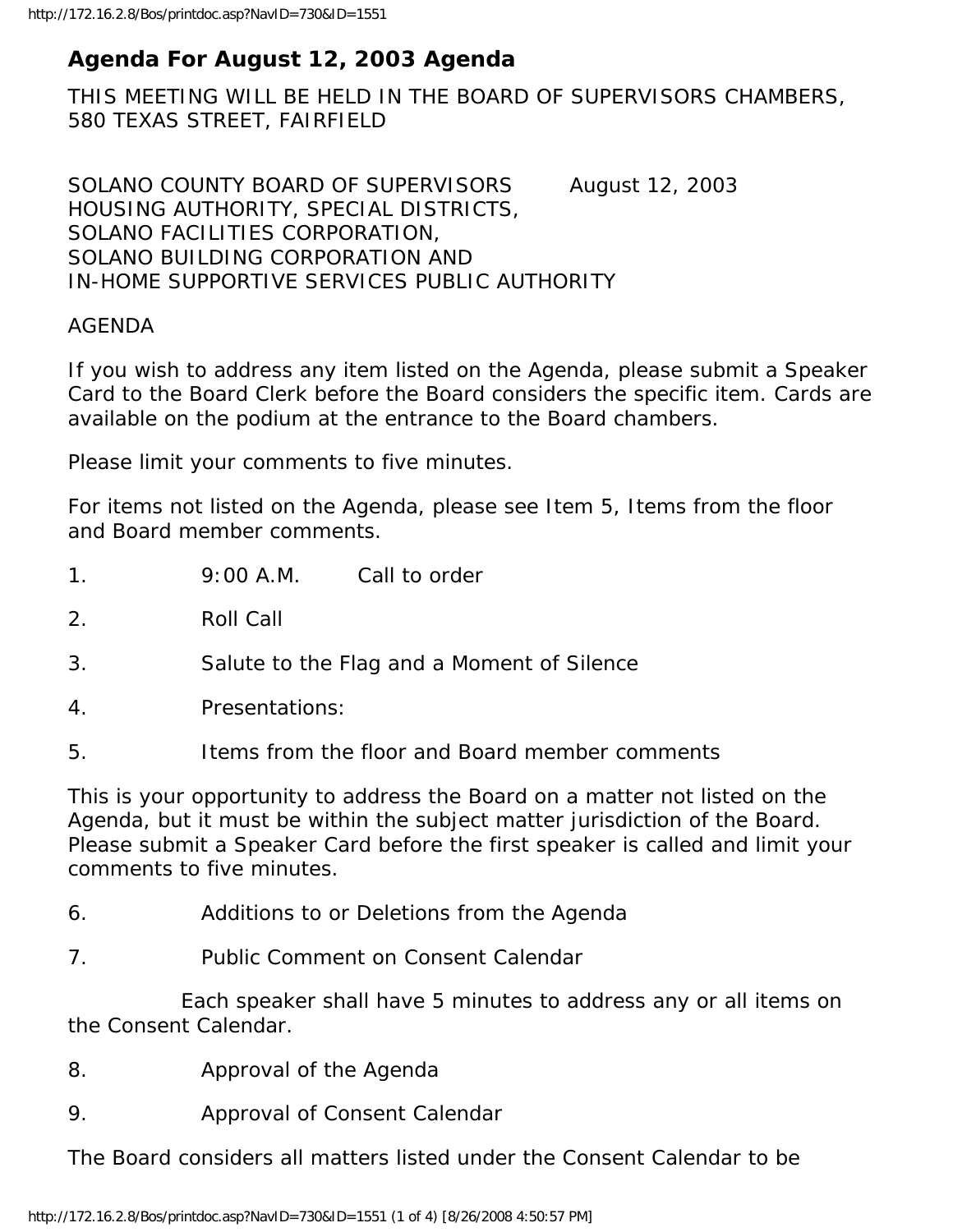# Agenda For August 12, 2003 Agenda

THIS MEETING WILL BE HELD IN THE BOARD OF SUPERVISORS CHAMBERS, 580 TEXAS STREET, FAIRFIELD

SOLANO COUNTY BOARD OF SUPERVISORS August 12, 2003
HOUSING AUTHORITY, SPECIAL DISTRICTS,
SOLANO FACILITIES CORPORATION,
SOLANO BUILDING CORPORATION AND
IN-HOME SUPPORTIVE SERVICES PUBLIC AUTHORITY

AGENDA

If you wish to address any item listed on the Agenda, please submit a Speaker Card to the Board Clerk before the Board considers the specific item. Cards are available on the podium at the entrance to the Board chambers.

Please limit your comments to five minutes.

For items not listed on the Agenda, please see Item 5, Items from the floor and Board member comments.

1. 9:00 A.M. Call to order

2. Roll Call

3. Salute to the Flag and a Moment of Silence

4. Presentations:

5. Items from the floor and Board member comments

This is your opportunity to address the Board on a matter not listed on the Agenda, but it must be within the subject matter jurisdiction of the Board. Please submit a Speaker Card before the first speaker is called and limit your comments to five minutes.

6. Additions to or Deletions from the Agenda

7. Public Comment on Consent Calendar

Each speaker shall have 5 minutes to address any or all items on the Consent Calendar.

8. Approval of the Agenda

9. Approval of Consent Calendar

The Board considers all matters listed under the Consent Calendar to be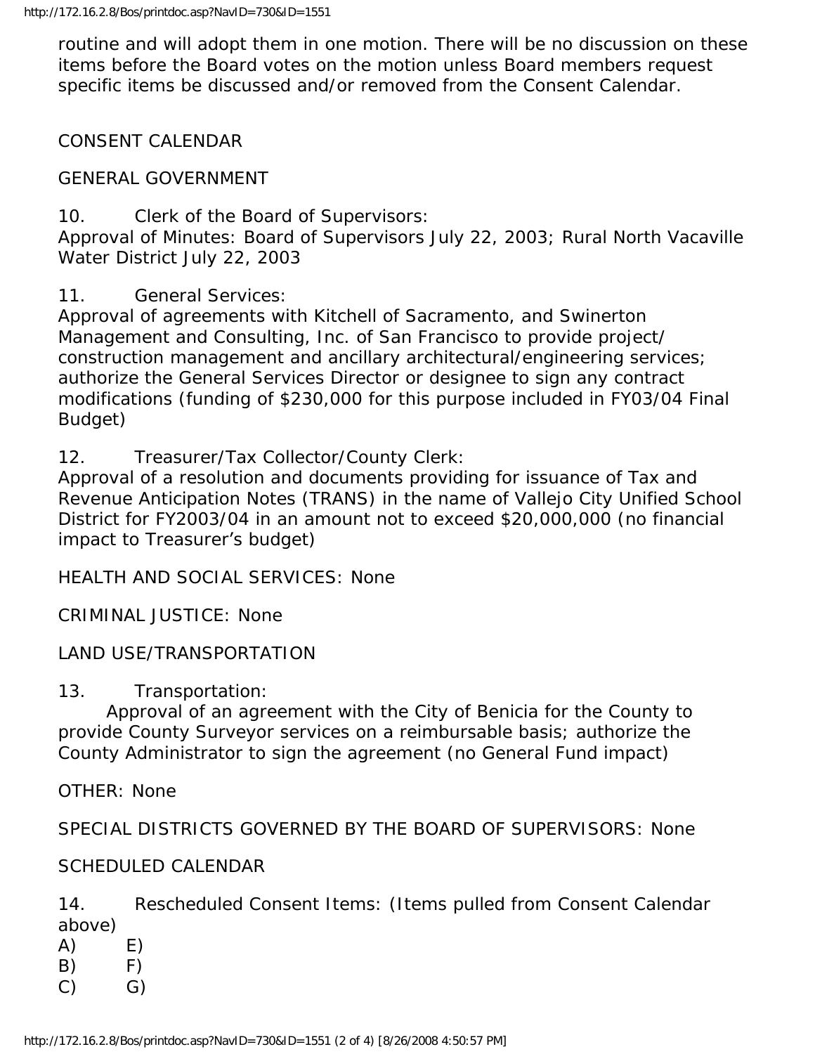routine and will adopt them in one motion. There will be no discussion on these items before the Board votes on the motion unless Board members request specific items be discussed and/or removed from the Consent Calendar.

CONSENT CALENDAR

GENERAL GOVERNMENT

10. Clerk of the Board of Supervisors:
Approval of Minutes: Board of Supervisors July 22, 2003; Rural North Vacaville Water District July 22, 2003

11. General Services:
Approval of agreements with Kitchell of Sacramento, and Swinerton Management and Consulting, Inc. of San Francisco to provide project/ construction management and ancillary architectural/engineering services; authorize the General Services Director or designee to sign any contract modifications (funding of $230,000 for this purpose included in FY03/04 Final Budget)

12. Treasurer/Tax Collector/County Clerk:
Approval of a resolution and documents providing for issuance of Tax and Revenue Anticipation Notes (TRANS) in the name of Vallejo City Unified School District for FY2003/04 in an amount not to exceed $20,000,000 (no financial impact to Treasurer's budget)

HEALTH AND SOCIAL SERVICES: None

CRIMINAL JUSTICE: None

LAND USE/TRANSPORTATION

13. Transportation:
Approval of an agreement with the City of Benicia for the County to provide County Surveyor services on a reimbursable basis; authorize the County Administrator to sign the agreement (no General Fund impact)

OTHER: None

SPECIAL DISTRICTS GOVERNED BY THE BOARD OF SUPERVISORS: None

SCHEDULED CALENDAR

14. Rescheduled Consent Items: (Items pulled from Consent Calendar above)

A) E)
B) F)
C) G)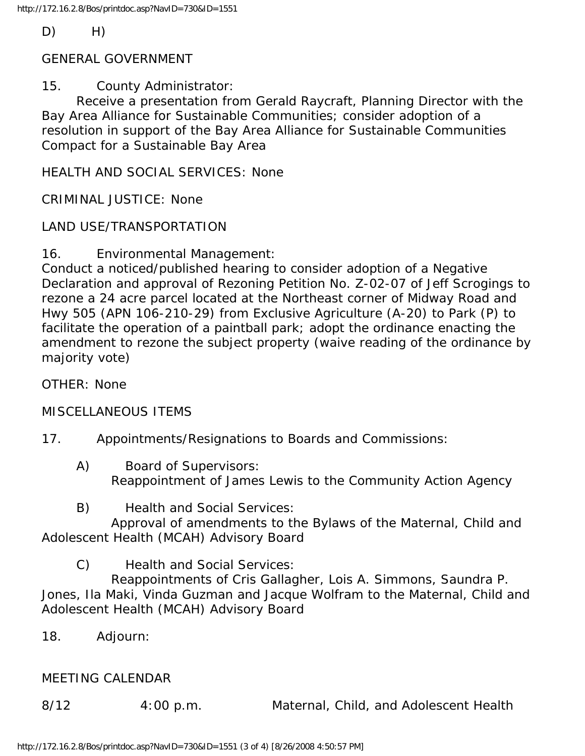D) H)

GENERAL GOVERNMENT

15. County Administrator:
Receive a presentation from Gerald Raycraft, Planning Director with the Bay Area Alliance for Sustainable Communities; consider adoption of a resolution in support of the Bay Area Alliance for Sustainable Communities Compact for a Sustainable Bay Area

HEALTH AND SOCIAL SERVICES: None

CRIMINAL JUSTICE: None

LAND USE/TRANSPORTATION

16. Environmental Management:
Conduct a noticed/published hearing to consider adoption of a Negative Declaration and approval of Rezoning Petition No. Z-02-07 of Jeff Scrogings to rezone a 24 acre parcel located at the Northeast corner of Midway Road and Hwy 505 (APN 106-210-29) from Exclusive Agriculture (A-20) to Park (P) to facilitate the operation of a paintball park; adopt the ordinance enacting the amendment to rezone the subject property (waive reading of the ordinance by majority vote)

OTHER: None

MISCELLANEOUS ITEMS

17. Appointments/Resignations to Boards and Commissions:

A) Board of Supervisors:
Reappointment of James Lewis to the Community Action Agency

B) Health and Social Services:
Approval of amendments to the Bylaws of the Maternal, Child and Adolescent Health (MCAH) Advisory Board

C) Health and Social Services:
Reappointments of Cris Gallagher, Lois A. Simmons, Saundra P. Jones, Ila Maki, Vinda Guzman and Jacque Wolfram to the Maternal, Child and Adolescent Health (MCAH) Advisory Board

18. Adjourn:

MEETING CALENDAR

| 8/12 | 4:00 p.m. | Maternal, Child, and Adolescent Health |
|---|---|---|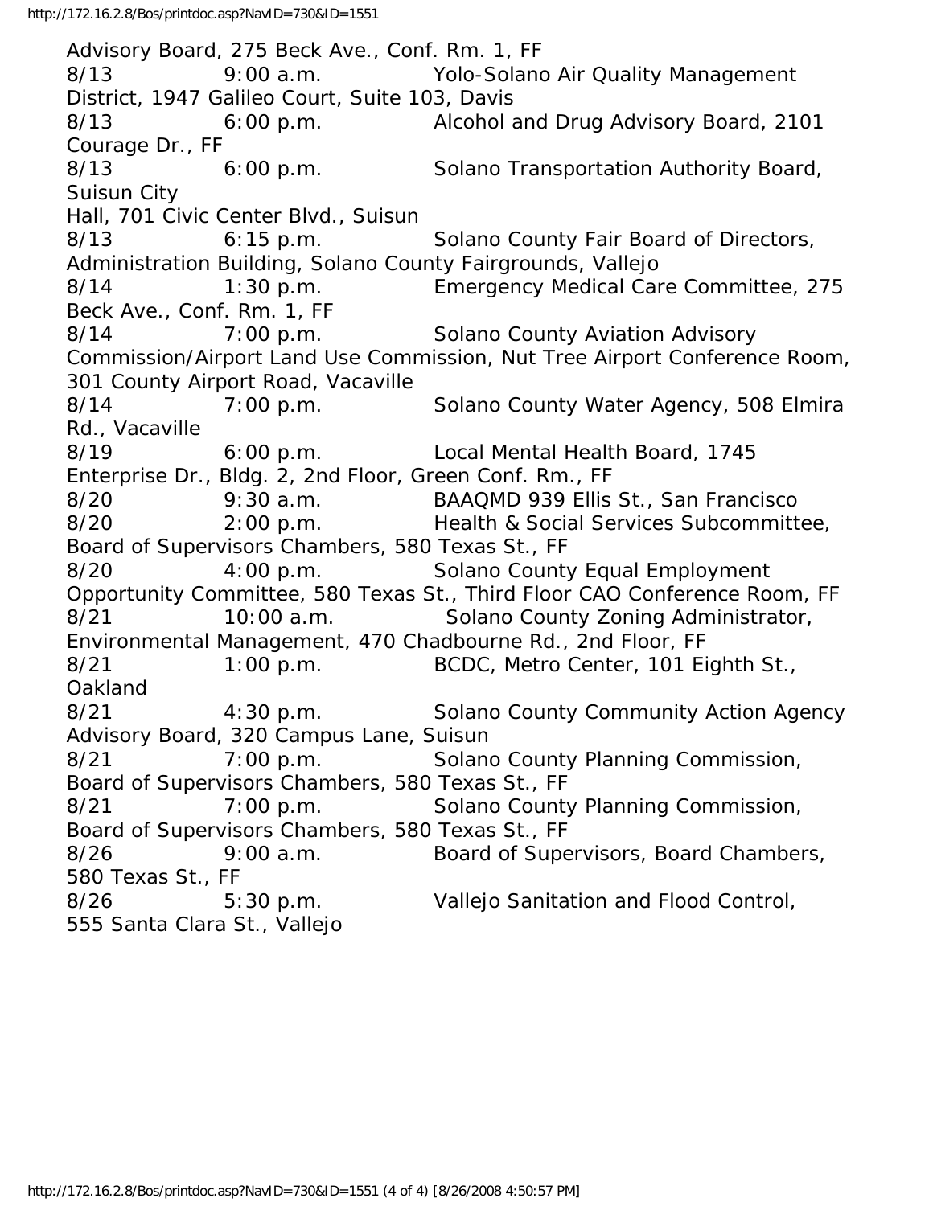Advisory Board, 275 Beck Ave., Conf. Rm. 1, FF

8/13 9:00 a.m. Yolo-Solano Air Quality Management District, 1947 Galileo Court, Suite 103, Davis

8/13 6:00 p.m. Alcohol and Drug Advisory Board, 2101 Courage Dr., FF

8/13 6:00 p.m. Solano Transportation Authority Board, Suisun City Hall, 701 Civic Center Blvd., Suisun

8/13 6:15 p.m. Solano County Fair Board of Directors, Administration Building, Solano County Fairgrounds, Vallejo

8/14 1:30 p.m. Emergency Medical Care Committee, 275 Beck Ave., Conf. Rm. 1, FF

8/14 7:00 p.m. Solano County Aviation Advisory Commission/Airport Land Use Commission, Nut Tree Airport Conference Room, 301 County Airport Road, Vacaville

8/14 7:00 p.m. Solano County Water Agency, 508 Elmira Rd., Vacaville

8/19 6:00 p.m. Local Mental Health Board, 1745 Enterprise Dr., Bldg. 2, 2nd Floor, Green Conf. Rm., FF

8/20 9:30 a.m. BAAQMD 939 Ellis St., San Francisco

8/20 2:00 p.m. Health & Social Services Subcommittee, Board of Supervisors Chambers, 580 Texas St., FF

8/20 4:00 p.m. Solano County Equal Employment Opportunity Committee, 580 Texas St., Third Floor CAO Conference Room, FF

8/21 10:00 a.m. Solano County Zoning Administrator, Environmental Management, 470 Chadbourne Rd., 2nd Floor, FF

8/21 1:00 p.m. BCDC, Metro Center, 101 Eighth St., Oakland

8/21 4:30 p.m. Solano County Community Action Agency Advisory Board, 320 Campus Lane, Suisun

8/21 7:00 p.m. Solano County Planning Commission, Board of Supervisors Chambers, 580 Texas St., FF

8/21 7:00 p.m. Solano County Planning Commission, Board of Supervisors Chambers, 580 Texas St., FF

8/26 9:00 a.m. Board of Supervisors, Board Chambers, 580 Texas St., FF

8/26 5:30 p.m. Vallejo Sanitation and Flood Control, 555 Santa Clara St., Vallejo